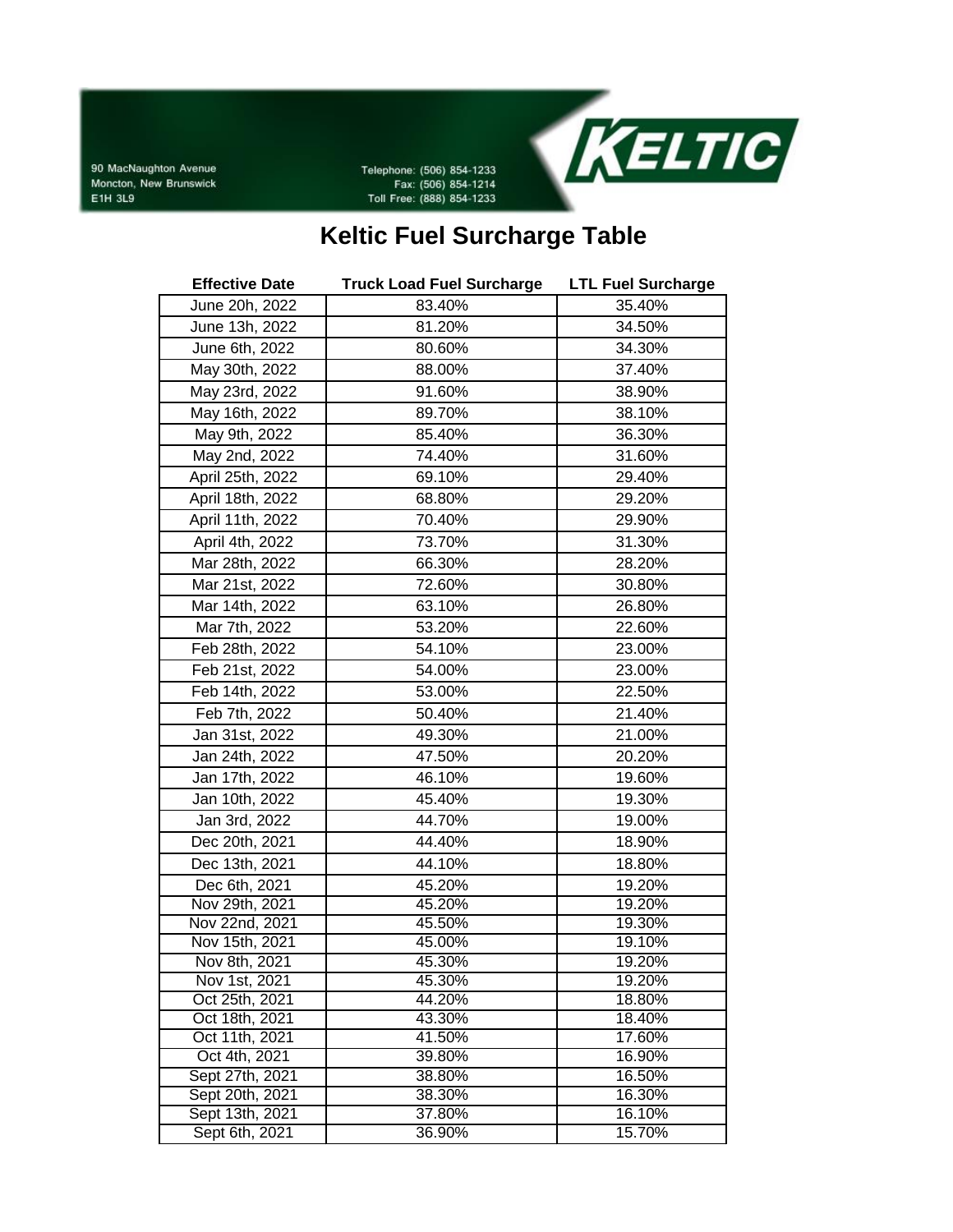90 MacNaughton Avenue
Moncton, New Brunswick
E1H 3L9

Telephone: (506) 854-1233
Fax: (506) 854-1214
Toll Free: (888) 854-1233

KELTIC

# Keltic Fuel Surcharge Table

| Effective Date | Truck Load Fuel Surcharge | LTL Fuel Surcharge |
|---|---|---|
| June 20h, 2022 | 83.40% | 35.40% |
| June 13h, 2022 | 81.20% | 34.50% |
| June 6th, 2022 | 80.60% | 34.30% |
| May 30th, 2022 | 88.00% | 37.40% |
| May 23rd, 2022 | 91.60% | 38.90% |
| May 16th, 2022 | 89.70% | 38.10% |
| May 9th, 2022 | 85.40% | 36.30% |
| May 2nd, 2022 | 74.40% | 31.60% |
| April 25th, 2022 | 69.10% | 29.40% |
| April 18th, 2022 | 68.80% | 29.20% |
| April 11th, 2022 | 70.40% | 29.90% |
| April 4th, 2022 | 73.70% | 31.30% |
| Mar 28th, 2022 | 66.30% | 28.20% |
| Mar 21st, 2022 | 72.60% | 30.80% |
| Mar 14th, 2022 | 63.10% | 26.80% |
| Mar 7th, 2022 | 53.20% | 22.60% |
| Feb 28th, 2022 | 54.10% | 23.00% |
| Feb 21st, 2022 | 54.00% | 23.00% |
| Feb 14th, 2022 | 53.00% | 22.50% |
| Feb 7th, 2022 | 50.40% | 21.40% |
| Jan 31st, 2022 | 49.30% | 21.00% |
| Jan 24th, 2022 | 47.50% | 20.20% |
| Jan 17th, 2022 | 46.10% | 19.60% |
| Jan 10th, 2022 | 45.40% | 19.30% |
| Jan 3rd, 2022 | 44.70% | 19.00% |
| Dec 20th, 2021 | 44.40% | 18.90% |
| Dec 13th, 2021 | 44.10% | 18.80% |
| Dec 6th, 2021 | 45.20% | 19.20% |
| Nov 29th, 2021 | 45.20% | 19.20% |
| Nov 22nd, 2021 | 45.50% | 19.30% |
| Nov 15th, 2021 | 45.00% | 19.10% |
| Nov 8th, 2021 | 45.30% | 19.20% |
| Nov 1st, 2021 | 45.30% | 19.20% |
| Oct 25th, 2021 | 44.20% | 18.80% |
| Oct 18th, 2021 | 43.30% | 18.40% |
| Oct 11th, 2021 | 41.50% | 17.60% |
| Oct 4th, 2021 | 39.80% | 16.90% |
| Sept 27th, 2021 | 38.80% | 16.50% |
| Sept 20th, 2021 | 38.30% | 16.30% |
| Sept 13th, 2021 | 37.80% | 16.10% |
| Sept 6th, 2021 | 36.90% | 15.70% |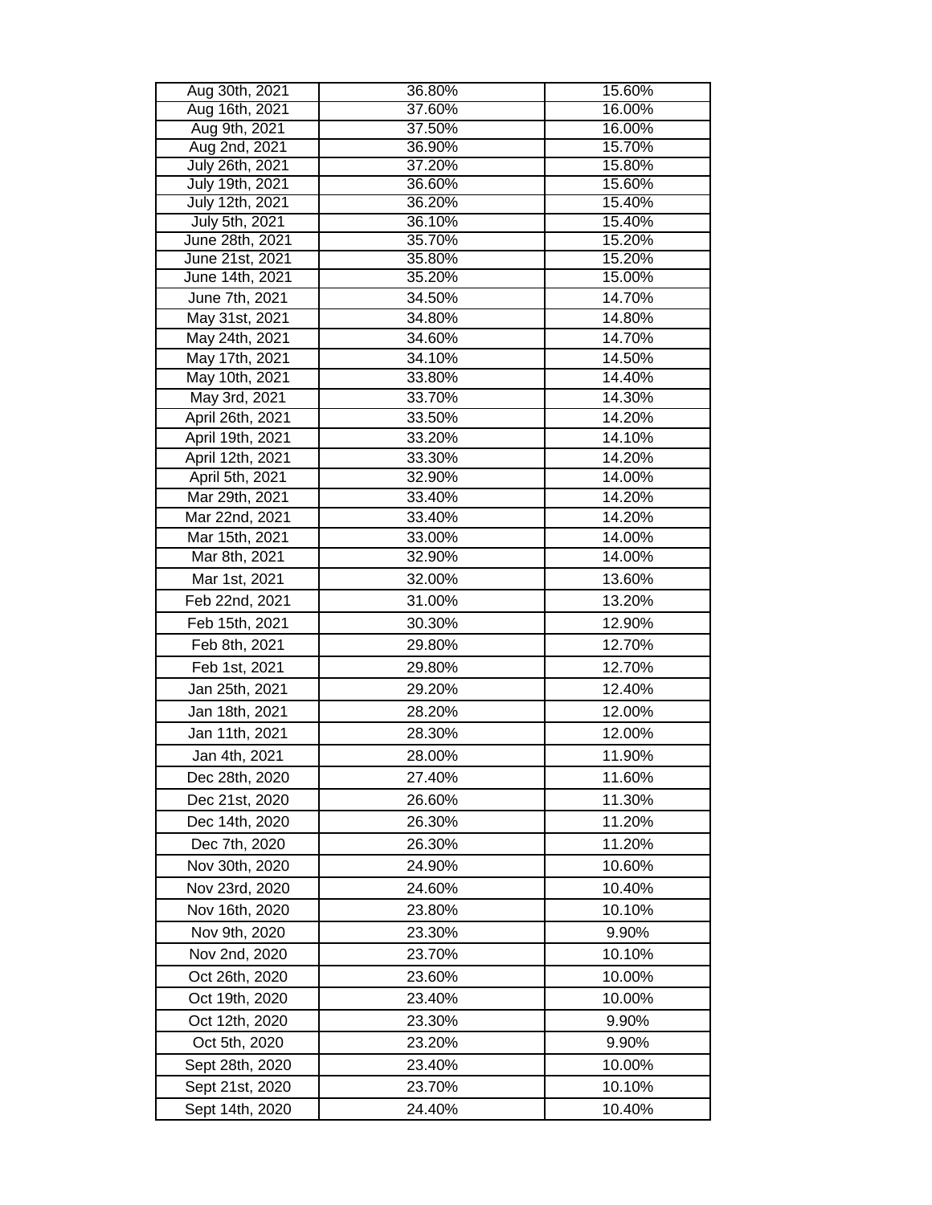| | | |
|---|---|---|
| Aug 30th, 2021 | 36.80% | 15.60% |
| Aug 16th, 2021 | 37.60% | 16.00% |
| Aug 9th, 2021 | 37.50% | 16.00% |
| Aug 2nd, 2021 | 36.90% | 15.70% |
| July 26th, 2021 | 37.20% | 15.80% |
| July 19th, 2021 | 36.60% | 15.60% |
| July 12th, 2021 | 36.20% | 15.40% |
| July 5th, 2021 | 36.10% | 15.40% |
| June 28th, 2021 | 35.70% | 15.20% |
| June 21st, 2021 | 35.80% | 15.20% |
| June 14th, 2021 | 35.20% | 15.00% |
| June 7th, 2021 | 34.50% | 14.70% |
| May 31st, 2021 | 34.80% | 14.80% |
| May 24th, 2021 | 34.60% | 14.70% |
| May 17th, 2021 | 34.10% | 14.50% |
| May 10th, 2021 | 33.80% | 14.40% |
| May 3rd, 2021 | 33.70% | 14.30% |
| April 26th, 2021 | 33.50% | 14.20% |
| April 19th, 2021 | 33.20% | 14.10% |
| April 12th, 2021 | 33.30% | 14.20% |
| April 5th, 2021 | 32.90% | 14.00% |
| Mar 29th, 2021 | 33.40% | 14.20% |
| Mar 22nd, 2021 | 33.40% | 14.20% |
| Mar 15th, 2021 | 33.00% | 14.00% |
| Mar 8th, 2021 | 32.90% | 14.00% |
| Mar 1st, 2021 | 32.00% | 13.60% |
| Feb 22nd, 2021 | 31.00% | 13.20% |
| Feb 15th, 2021 | 30.30% | 12.90% |
| Feb 8th, 2021 | 29.80% | 12.70% |
| Feb 1st, 2021 | 29.80% | 12.70% |
| Jan 25th, 2021 | 29.20% | 12.40% |
| Jan 18th, 2021 | 28.20% | 12.00% |
| Jan 11th, 2021 | 28.30% | 12.00% |
| Jan 4th, 2021 | 28.00% | 11.90% |
| Dec 28th, 2020 | 27.40% | 11.60% |
| Dec 21st, 2020 | 26.60% | 11.30% |
| Dec 14th, 2020 | 26.30% | 11.20% |
| Dec 7th, 2020 | 26.30% | 11.20% |
| Nov 30th, 2020 | 24.90% | 10.60% |
| Nov 23rd, 2020 | 24.60% | 10.40% |
| Nov 16th, 2020 | 23.80% | 10.10% |
| Nov 9th, 2020 | 23.30% | 9.90% |
| Nov 2nd, 2020 | 23.70% | 10.10% |
| Oct 26th, 2020 | 23.60% | 10.00% |
| Oct 19th, 2020 | 23.40% | 10.00% |
| Oct 12th, 2020 | 23.30% | 9.90% |
| Oct 5th, 2020 | 23.20% | 9.90% |
| Sept 28th, 2020 | 23.40% | 10.00% |
| Sept 21st, 2020 | 23.70% | 10.10% |
| Sept 14th, 2020 | 24.40% | 10.40% |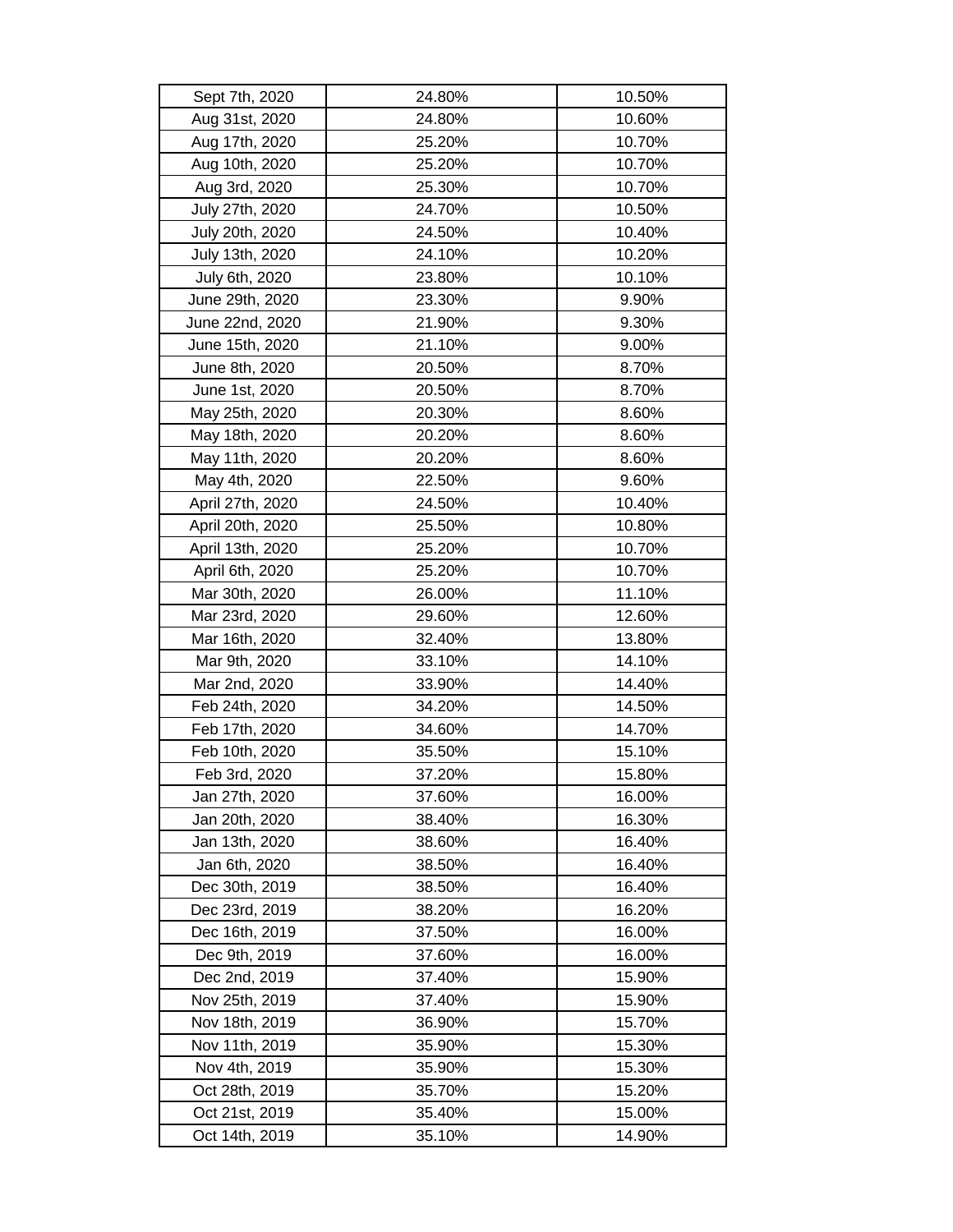| Sept 7th, 2020 | 24.80% | 10.50% |
| --- | --- | --- |
| Aug 31st, 2020 | 24.80% | 10.60% |
| Aug 17th, 2020 | 25.20% | 10.70% |
| Aug 10th, 2020 | 25.20% | 10.70% |
| Aug 3rd, 2020 | 25.30% | 10.70% |
| July 27th, 2020 | 24.70% | 10.50% |
| July 20th, 2020 | 24.50% | 10.40% |
| July 13th, 2020 | 24.10% | 10.20% |
| July 6th, 2020 | 23.80% | 10.10% |
| June 29th, 2020 | 23.30% | 9.90% |
| June 22nd, 2020 | 21.90% | 9.30% |
| June 15th, 2020 | 21.10% | 9.00% |
| June 8th, 2020 | 20.50% | 8.70% |
| June 1st, 2020 | 20.50% | 8.70% |
| May 25th, 2020 | 20.30% | 8.60% |
| May 18th, 2020 | 20.20% | 8.60% |
| May 11th, 2020 | 20.20% | 8.60% |
| May 4th, 2020 | 22.50% | 9.60% |
| April 27th, 2020 | 24.50% | 10.40% |
| April 20th, 2020 | 25.50% | 10.80% |
| April 13th, 2020 | 25.20% | 10.70% |
| April 6th, 2020 | 25.20% | 10.70% |
| Mar 30th, 2020 | 26.00% | 11.10% |
| Mar 23rd, 2020 | 29.60% | 12.60% |
| Mar 16th, 2020 | 32.40% | 13.80% |
| Mar 9th, 2020 | 33.10% | 14.10% |
| Mar 2nd, 2020 | 33.90% | 14.40% |
| Feb 24th, 2020 | 34.20% | 14.50% |
| Feb 17th, 2020 | 34.60% | 14.70% |
| Feb 10th, 2020 | 35.50% | 15.10% |
| Feb 3rd, 2020 | 37.20% | 15.80% |
| Jan 27th, 2020 | 37.60% | 16.00% |
| Jan 20th, 2020 | 38.40% | 16.30% |
| Jan 13th, 2020 | 38.60% | 16.40% |
| Jan 6th, 2020 | 38.50% | 16.40% |
| Dec 30th, 2019 | 38.50% | 16.40% |
| Dec 23rd, 2019 | 38.20% | 16.20% |
| Dec 16th, 2019 | 37.50% | 16.00% |
| Dec 9th, 2019 | 37.60% | 16.00% |
| Dec 2nd, 2019 | 37.40% | 15.90% |
| Nov 25th, 2019 | 37.40% | 15.90% |
| Nov 18th, 2019 | 36.90% | 15.70% |
| Nov 11th, 2019 | 35.90% | 15.30% |
| Nov 4th, 2019 | 35.90% | 15.30% |
| Oct 28th, 2019 | 35.70% | 15.20% |
| Oct 21st, 2019 | 35.40% | 15.00% |
| Oct 14th, 2019 | 35.10% | 14.90% |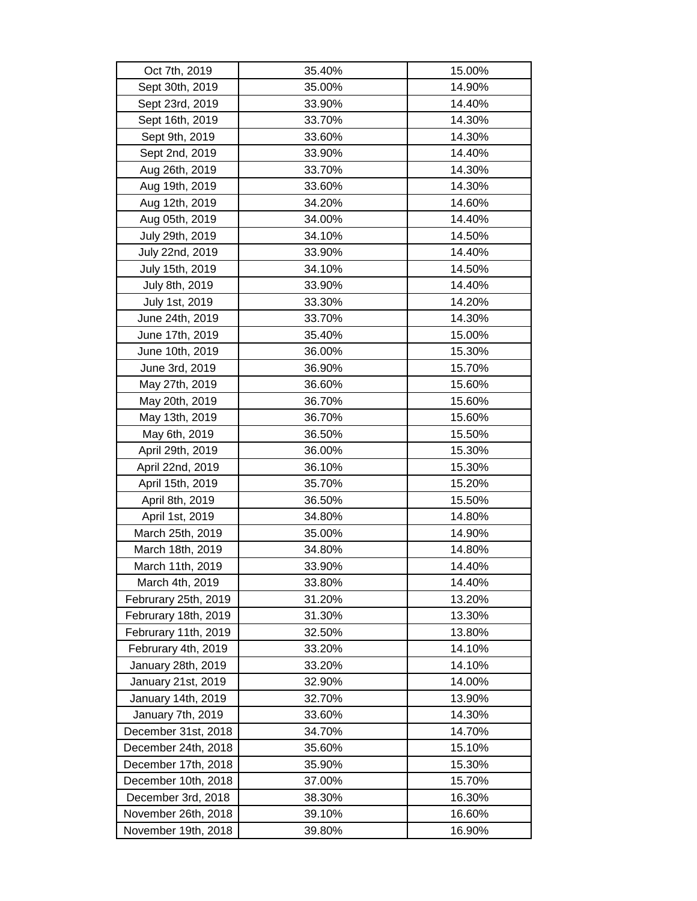| Oct 7th, 2019 | 35.40% | 15.00% |
|---|---|---|
| Sept 30th, 2019 | 35.00% | 14.90% |
| Sept 23rd, 2019 | 33.90% | 14.40% |
| Sept 16th, 2019 | 33.70% | 14.30% |
| Sept 9th, 2019 | 33.60% | 14.30% |
| Sept 2nd, 2019 | 33.90% | 14.40% |
| Aug 26th, 2019 | 33.70% | 14.30% |
| Aug 19th, 2019 | 33.60% | 14.30% |
| Aug 12th, 2019 | 34.20% | 14.60% |
| Aug 05th, 2019 | 34.00% | 14.40% |
| July 29th, 2019 | 34.10% | 14.50% |
| July 22nd, 2019 | 33.90% | 14.40% |
| July 15th, 2019 | 34.10% | 14.50% |
| July 8th, 2019 | 33.90% | 14.40% |
| July 1st, 2019 | 33.30% | 14.20% |
| June 24th, 2019 | 33.70% | 14.30% |
| June 17th, 2019 | 35.40% | 15.00% |
| June 10th, 2019 | 36.00% | 15.30% |
| June 3rd, 2019 | 36.90% | 15.70% |
| May 27th, 2019 | 36.60% | 15.60% |
| May 20th, 2019 | 36.70% | 15.60% |
| May 13th, 2019 | 36.70% | 15.60% |
| May 6th, 2019 | 36.50% | 15.50% |
| April 29th, 2019 | 36.00% | 15.30% |
| April 22nd, 2019 | 36.10% | 15.30% |
| April 15th, 2019 | 35.70% | 15.20% |
| April 8th, 2019 | 36.50% | 15.50% |
| April 1st, 2019 | 34.80% | 14.80% |
| March 25th, 2019 | 35.00% | 14.90% |
| March 18th, 2019 | 34.80% | 14.80% |
| March 11th, 2019 | 33.90% | 14.40% |
| March 4th, 2019 | 33.80% | 14.40% |
| Februrary 25th, 2019 | 31.20% | 13.20% |
| Februrary 18th, 2019 | 31.30% | 13.30% |
| Februrary 11th, 2019 | 32.50% | 13.80% |
| Februrary 4th, 2019 | 33.20% | 14.10% |
| January 28th, 2019 | 33.20% | 14.10% |
| January 21st, 2019 | 32.90% | 14.00% |
| January 14th, 2019 | 32.70% | 13.90% |
| January 7th, 2019 | 33.60% | 14.30% |
| December 31st, 2018 | 34.70% | 14.70% |
| December 24th, 2018 | 35.60% | 15.10% |
| December 17th, 2018 | 35.90% | 15.30% |
| December 10th, 2018 | 37.00% | 15.70% |
| December 3rd, 2018 | 38.30% | 16.30% |
| November 26th, 2018 | 39.10% | 16.60% |
| November 19th, 2018 | 39.80% | 16.90% |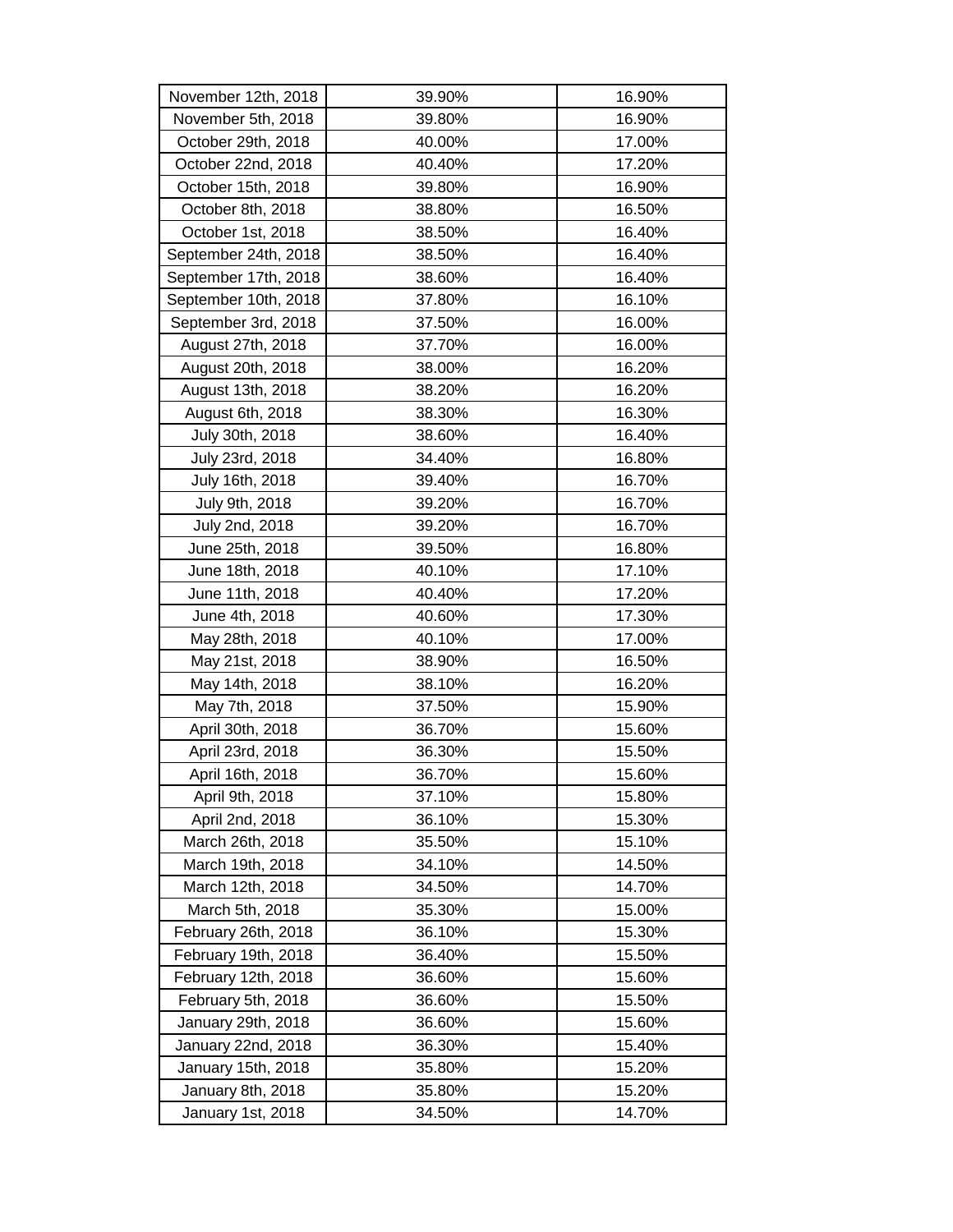| | | |
|---|---|---|
| November 12th, 2018 | 39.90% | 16.90% |
| November 5th, 2018 | 39.80% | 16.90% |
| October 29th, 2018 | 40.00% | 17.00% |
| October 22nd, 2018 | 40.40% | 17.20% |
| October 15th, 2018 | 39.80% | 16.90% |
| October 8th, 2018 | 38.80% | 16.50% |
| October 1st, 2018 | 38.50% | 16.40% |
| September 24th, 2018 | 38.50% | 16.40% |
| September 17th, 2018 | 38.60% | 16.40% |
| September 10th, 2018 | 37.80% | 16.10% |
| September 3rd, 2018 | 37.50% | 16.00% |
| August 27th, 2018 | 37.70% | 16.00% |
| August 20th, 2018 | 38.00% | 16.20% |
| August 13th, 2018 | 38.20% | 16.20% |
| August 6th, 2018 | 38.30% | 16.30% |
| July 30th, 2018 | 38.60% | 16.40% |
| July 23rd, 2018 | 34.40% | 16.80% |
| July 16th, 2018 | 39.40% | 16.70% |
| July 9th, 2018 | 39.20% | 16.70% |
| July 2nd, 2018 | 39.20% | 16.70% |
| June 25th, 2018 | 39.50% | 16.80% |
| June 18th, 2018 | 40.10% | 17.10% |
| June 11th, 2018 | 40.40% | 17.20% |
| June 4th, 2018 | 40.60% | 17.30% |
| May 28th, 2018 | 40.10% | 17.00% |
| May 21st, 2018 | 38.90% | 16.50% |
| May 14th, 2018 | 38.10% | 16.20% |
| May 7th, 2018 | 37.50% | 15.90% |
| April 30th, 2018 | 36.70% | 15.60% |
| April 23rd, 2018 | 36.30% | 15.50% |
| April 16th, 2018 | 36.70% | 15.60% |
| April 9th, 2018 | 37.10% | 15.80% |
| April 2nd, 2018 | 36.10% | 15.30% |
| March 26th, 2018 | 35.50% | 15.10% |
| March 19th, 2018 | 34.10% | 14.50% |
| March 12th, 2018 | 34.50% | 14.70% |
| March 5th, 2018 | 35.30% | 15.00% |
| February 26th, 2018 | 36.10% | 15.30% |
| February 19th, 2018 | 36.40% | 15.50% |
| February 12th, 2018 | 36.60% | 15.60% |
| February 5th, 2018 | 36.60% | 15.50% |
| January 29th, 2018 | 36.60% | 15.60% |
| January 22nd, 2018 | 36.30% | 15.40% |
| January 15th, 2018 | 35.80% | 15.20% |
| January 8th, 2018 | 35.80% | 15.20% |
| January 1st, 2018 | 34.50% | 14.70% |